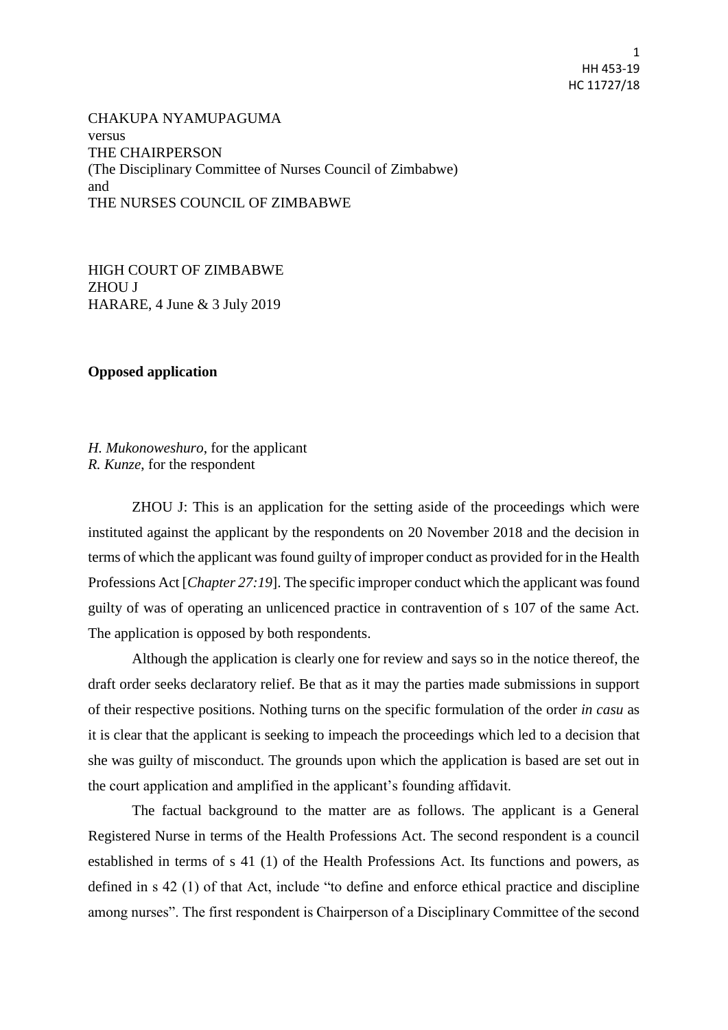CHAKUPA NYAMUPAGUMA
versus
THE CHAIRPERSON
(The Disciplinary Committee of Nurses Council of Zimbabwe)
and
THE NURSES COUNCIL OF ZIMBABWE

HIGH COURT OF ZIMBABWE
ZHOU J
HARARE, 4 June & 3 July 2019

**Opposed application**

*H. Mukonoweshuro*, for the applicant
*R. Kunze*, for the respondent

ZHOU J: This is an application for the setting aside of the proceedings which were instituted against the applicant by the respondents on 20 November 2018 and the decision in terms of which the applicant was found guilty of improper conduct as provided for in the Health Professions Act [*Chapter 27:19*]. The specific improper conduct which the applicant was found guilty of was of operating an unlicenced practice in contravention of s 107 of the same Act. The application is opposed by both respondents.

Although the application is clearly one for review and says so in the notice thereof, the draft order seeks declaratory relief. Be that as it may the parties made submissions in support of their respective positions. Nothing turns on the specific formulation of the order *in casu* as it is clear that the applicant is seeking to impeach the proceedings which led to a decision that she was guilty of misconduct. The grounds upon which the application is based are set out in the court application and amplified in the applicant's founding affidavit.

The factual background to the matter are as follows. The applicant is a General Registered Nurse in terms of the Health Professions Act. The second respondent is a council established in terms of s 41 (1) of the Health Professions Act. Its functions and powers, as defined in s 42 (1) of that Act, include "to define and enforce ethical practice and discipline among nurses". The first respondent is Chairperson of a Disciplinary Committee of the second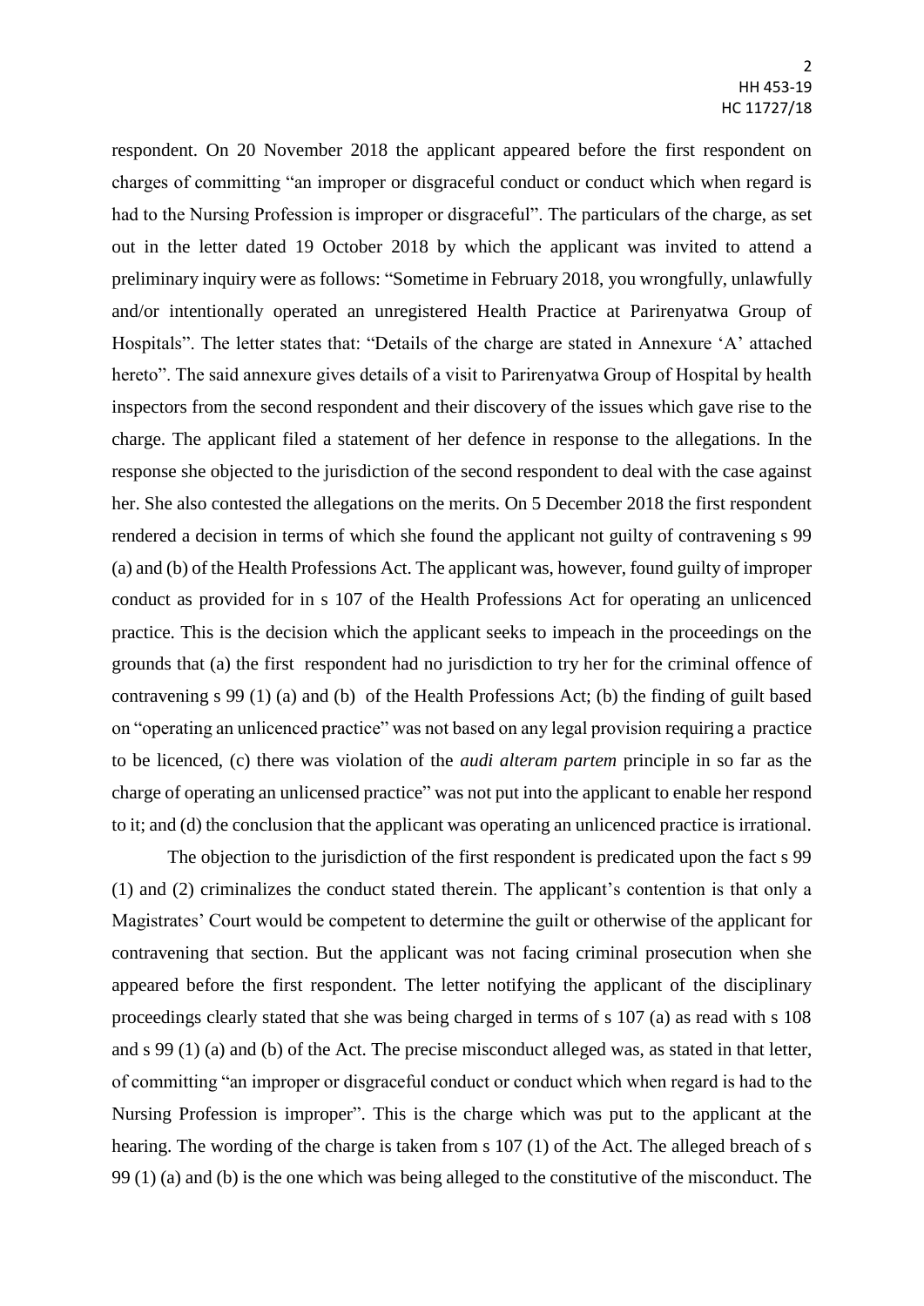respondent. On 20 November 2018 the applicant appeared before the first respondent on charges of committing "an improper or disgraceful conduct or conduct which when regard is had to the Nursing Profession is improper or disgraceful". The particulars of the charge, as set out in the letter dated 19 October 2018 by which the applicant was invited to attend a preliminary inquiry were as follows: "Sometime in February 2018, you wrongfully, unlawfully and/or intentionally operated an unregistered Health Practice at Parirenyatwa Group of Hospitals". The letter states that: "Details of the charge are stated in Annexure 'A' attached hereto". The said annexure gives details of a visit to Parirenyatwa Group of Hospital by health inspectors from the second respondent and their discovery of the issues which gave rise to the charge. The applicant filed a statement of her defence in response to the allegations. In the response she objected to the jurisdiction of the second respondent to deal with the case against her. She also contested the allegations on the merits. On 5 December 2018 the first respondent rendered a decision in terms of which she found the applicant not guilty of contravening s 99 (a) and (b) of the Health Professions Act. The applicant was, however, found guilty of improper conduct as provided for in s 107 of the Health Professions Act for operating an unlicenced practice. This is the decision which the applicant seeks to impeach in the proceedings on the grounds that (a) the first respondent had no jurisdiction to try her for the criminal offence of contravening s 99 (1) (a) and (b) of the Health Professions Act; (b) the finding of guilt based on "operating an unlicenced practice" was not based on any legal provision requiring a practice to be licenced, (c) there was violation of the *audi alteram partem* principle in so far as the charge of operating an unlicensed practice" was not put into the applicant to enable her respond to it; and (d) the conclusion that the applicant was operating an unlicenced practice is irrational.

The objection to the jurisdiction of the first respondent is predicated upon the fact s 99 (1) and (2) criminalizes the conduct stated therein. The applicant's contention is that only a Magistrates' Court would be competent to determine the guilt or otherwise of the applicant for contravening that section. But the applicant was not facing criminal prosecution when she appeared before the first respondent. The letter notifying the applicant of the disciplinary proceedings clearly stated that she was being charged in terms of s 107 (a) as read with s 108 and s 99 (1) (a) and (b) of the Act. The precise misconduct alleged was, as stated in that letter, of committing "an improper or disgraceful conduct or conduct which when regard is had to the Nursing Profession is improper". This is the charge which was put to the applicant at the hearing. The wording of the charge is taken from s 107 (1) of the Act. The alleged breach of s 99 (1) (a) and (b) is the one which was being alleged to the constitutive of the misconduct. The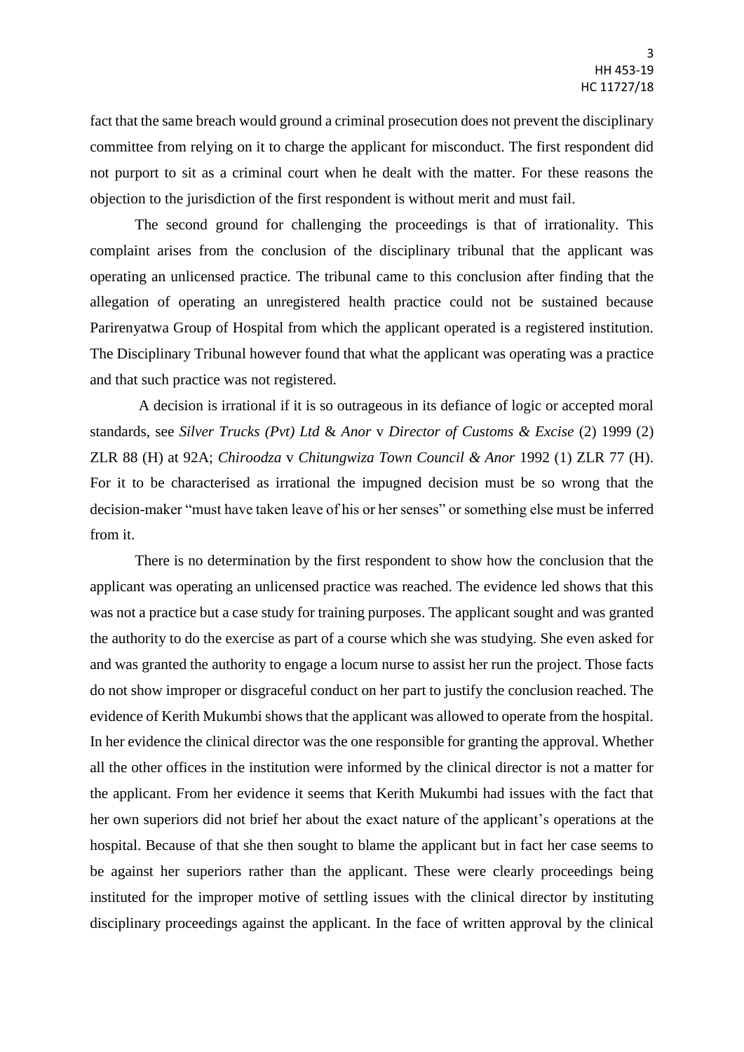fact that the same breach would ground a criminal prosecution does not prevent the disciplinary committee from relying on it to charge the applicant for misconduct. The first respondent did not purport to sit as a criminal court when he dealt with the matter. For these reasons the objection to the jurisdiction of the first respondent is without merit and must fail.

The second ground for challenging the proceedings is that of irrationality. This complaint arises from the conclusion of the disciplinary tribunal that the applicant was operating an unlicensed practice. The tribunal came to this conclusion after finding that the allegation of operating an unregistered health practice could not be sustained because Parirenyatwa Group of Hospital from which the applicant operated is a registered institution. The Disciplinary Tribunal however found that what the applicant was operating was a practice and that such practice was not registered.

A decision is irrational if it is so outrageous in its defiance of logic or accepted moral standards, see *Silver Trucks (Pvt) Ltd* & *Anor* v *Director of Customs & Excise* (2) 1999 (2) ZLR 88 (H) at 92A; *Chiroodza* v *Chitungwiza Town Council & Anor* 1992 (1) ZLR 77 (H). For it to be characterised as irrational the impugned decision must be so wrong that the decision-maker "must have taken leave of his or her senses" or something else must be inferred from it.

There is no determination by the first respondent to show how the conclusion that the applicant was operating an unlicensed practice was reached. The evidence led shows that this was not a practice but a case study for training purposes. The applicant sought and was granted the authority to do the exercise as part of a course which she was studying. She even asked for and was granted the authority to engage a locum nurse to assist her run the project. Those facts do not show improper or disgraceful conduct on her part to justify the conclusion reached. The evidence of Kerith Mukumbi shows that the applicant was allowed to operate from the hospital. In her evidence the clinical director was the one responsible for granting the approval. Whether all the other offices in the institution were informed by the clinical director is not a matter for the applicant. From her evidence it seems that Kerith Mukumbi had issues with the fact that her own superiors did not brief her about the exact nature of the applicant's operations at the hospital. Because of that she then sought to blame the applicant but in fact her case seems to be against her superiors rather than the applicant. These were clearly proceedings being instituted for the improper motive of settling issues with the clinical director by instituting disciplinary proceedings against the applicant. In the face of written approval by the clinical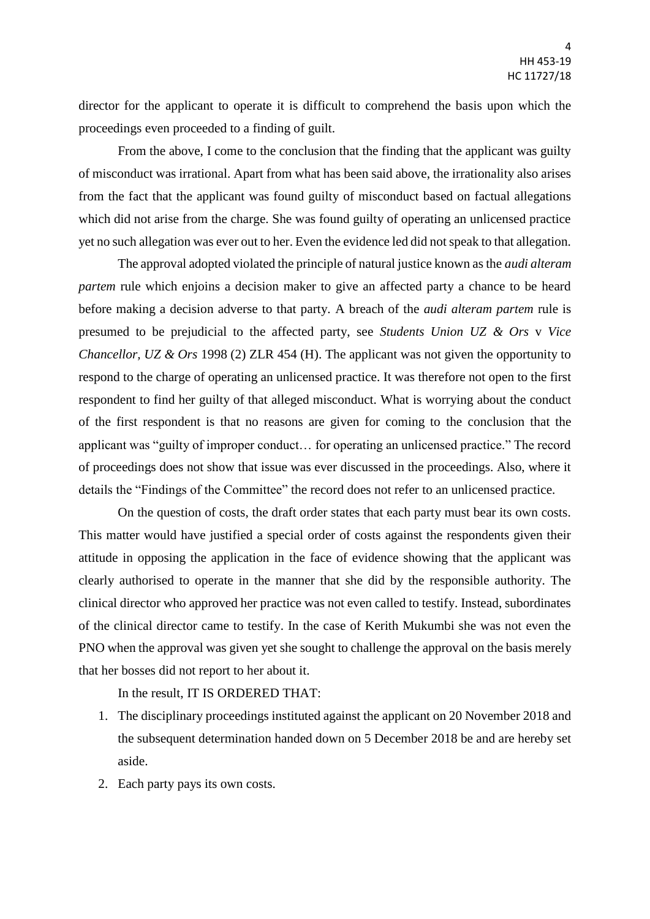director for the applicant to operate it is difficult to comprehend the basis upon which the proceedings even proceeded to a finding of guilt.

From the above, I come to the conclusion that the finding that the applicant was guilty of misconduct was irrational. Apart from what has been said above, the irrationality also arises from the fact that the applicant was found guilty of misconduct based on factual allegations which did not arise from the charge. She was found guilty of operating an unlicensed practice yet no such allegation was ever out to her. Even the evidence led did not speak to that allegation.

The approval adopted violated the principle of natural justice known as the *audi alteram partem* rule which enjoins a decision maker to give an affected party a chance to be heard before making a decision adverse to that party. A breach of the *audi alteram partem* rule is presumed to be prejudicial to the affected party, see *Students Union UZ & Ors* v *Vice Chancellor, UZ & Ors* 1998 (2) ZLR 454 (H). The applicant was not given the opportunity to respond to the charge of operating an unlicensed practice. It was therefore not open to the first respondent to find her guilty of that alleged misconduct. What is worrying about the conduct of the first respondent is that no reasons are given for coming to the conclusion that the applicant was "guilty of improper conduct… for operating an unlicensed practice." The record of proceedings does not show that issue was ever discussed in the proceedings. Also, where it details the "Findings of the Committee" the record does not refer to an unlicensed practice.

On the question of costs, the draft order states that each party must bear its own costs. This matter would have justified a special order of costs against the respondents given their attitude in opposing the application in the face of evidence showing that the applicant was clearly authorised to operate in the manner that she did by the responsible authority. The clinical director who approved her practice was not even called to testify. Instead, subordinates of the clinical director came to testify. In the case of Kerith Mukumbi she was not even the PNO when the approval was given yet she sought to challenge the approval on the basis merely that her bosses did not report to her about it.

In the result, IT IS ORDERED THAT:

1. The disciplinary proceedings instituted against the applicant on 20 November 2018 and the subsequent determination handed down on 5 December 2018 be and are hereby set aside.
2. Each party pays its own costs.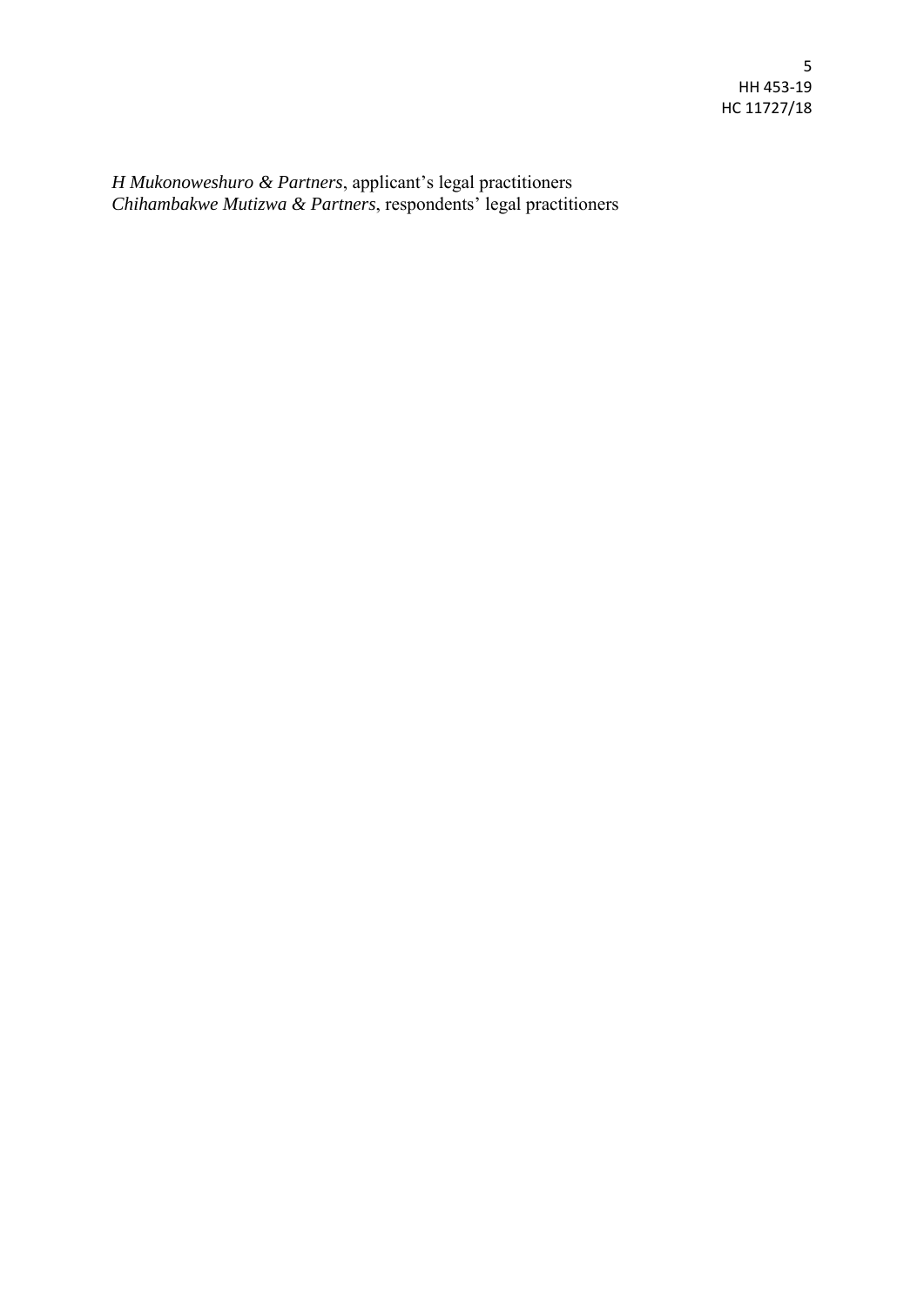*H Mukonoweshuro & Partners*, applicant's legal practitioners
*Chihambakwe Mutizwa & Partners*, respondents' legal practitioners